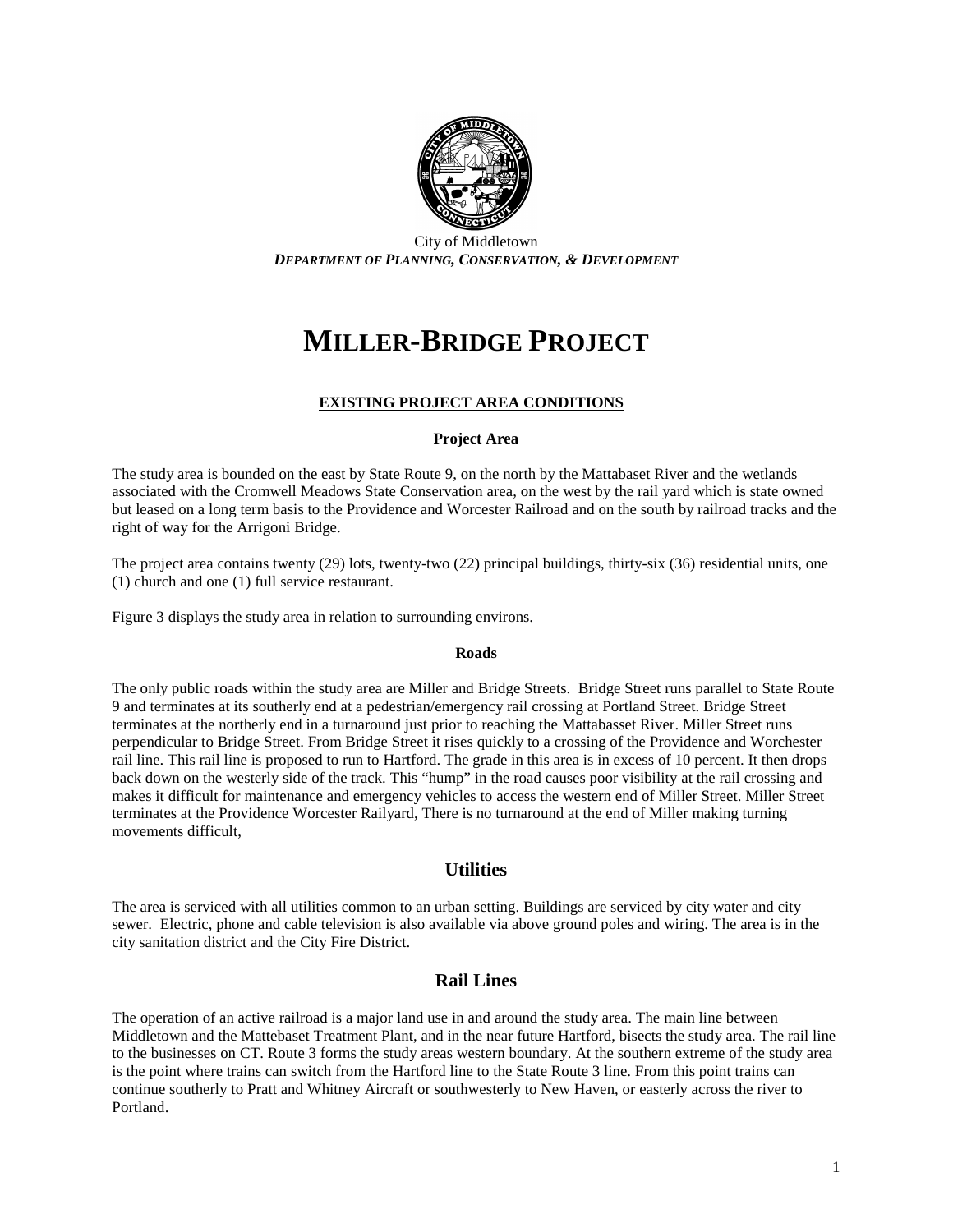City of Middletown

***DEPARTMENT OF PLANNING, CONSERVATION, & DEVELOPMENT***

# MILLER-BRIDGE PROJECT

## EXISTING PROJECT AREA CONDITIONS

### Project Area

The study area is bounded on the east by State Route 9, on the north by the Mattabaset River and the wetlands associated with the Cromwell Meadows State Conservation area, on the west by the rail yard which is state owned but leased on a long term basis to the Providence and Worcester Railroad and on the south by railroad tracks and the right of way for the Arrigoni Bridge.

The project area contains twenty (29) lots, twenty-two (22) principal buildings, thirty-six (36) residential units, one (1) church and one (1) full service restaurant.

Figure 3 displays the study area in relation to surrounding environs.

### Roads

The only public roads within the study area are Miller and Bridge Streets. Bridge Street runs parallel to State Route 9 and terminates at its southerly end at a pedestrian/emergency rail crossing at Portland Street. Bridge Street terminates at the northerly end in a turnaround just prior to reaching the Mattabasset River. Miller Street runs perpendicular to Bridge Street. From Bridge Street it rises quickly to a crossing of the Providence and Worchester rail line. This rail line is proposed to run to Hartford. The grade in this area is in excess of 10 percent. It then drops back down on the westerly side of the track. This "hump" in the road causes poor visibility at the rail crossing and makes it difficult for maintenance and emergency vehicles to access the western end of Miller Street. Miller Street terminates at the Providence Worcester Railyard, There is no turnaround at the end of Miller making turning movements difficult,

### Utilities

The area is serviced with all utilities common to an urban setting. Buildings are serviced by city water and city sewer. Electric, phone and cable television is also available via above ground poles and wiring. The area is in the city sanitation district and the City Fire District.

### Rail Lines

The operation of an active railroad is a major land use in and around the study area. The main line between Middletown and the Mattebaset Treatment Plant, and in the near future Hartford, bisects the study area. The rail line to the businesses on CT. Route 3 forms the study areas western boundary. At the southern extreme of the study area is the point where trains can switch from the Hartford line to the State Route 3 line. From this point trains can continue southerly to Pratt and Whitney Aircraft or southwesterly to New Haven, or easterly across the river to Portland.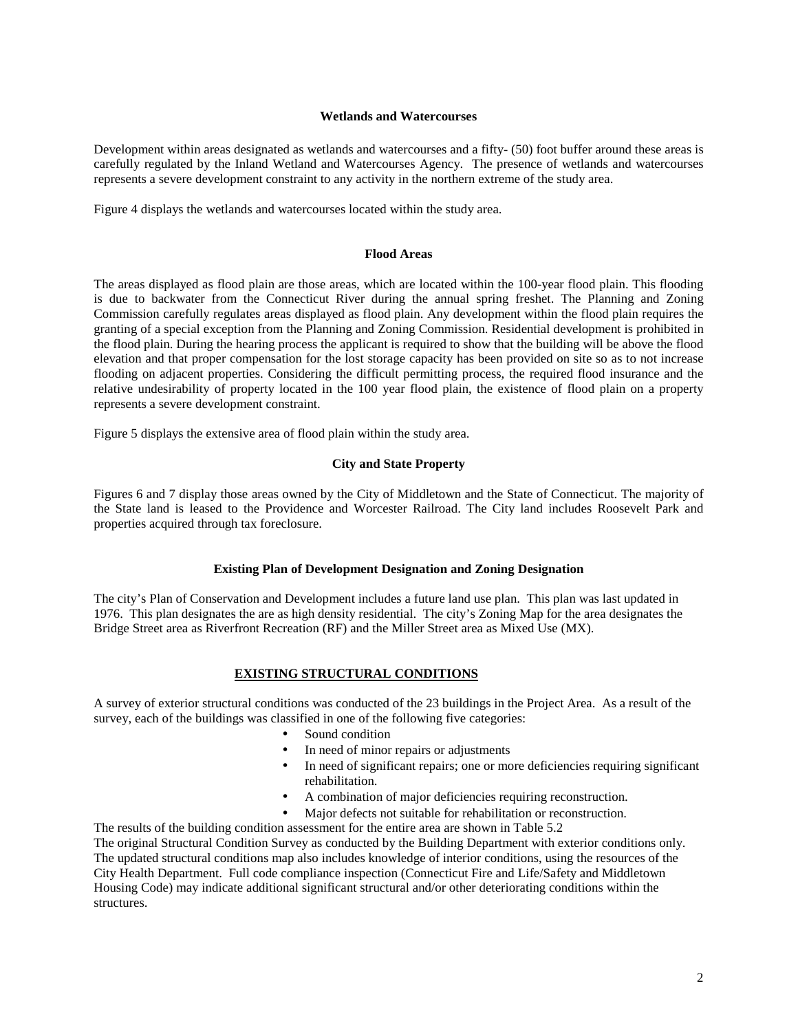### Wetlands and Watercourses

Development within areas designated as wetlands and watercourses and a fifty- (50) foot buffer around these areas is carefully regulated by the Inland Wetland and Watercourses Agency. The presence of wetlands and watercourses represents a severe development constraint to any activity in the northern extreme of the study area.

Figure 4 displays the wetlands and watercourses located within the study area.

### Flood Areas

The areas displayed as flood plain are those areas, which are located within the 100-year flood plain. This flooding is due to backwater from the Connecticut River during the annual spring freshet. The Planning and Zoning Commission carefully regulates areas displayed as flood plain. Any development within the flood plain requires the granting of a special exception from the Planning and Zoning Commission. Residential development is prohibited in the flood plain. During the hearing process the applicant is required to show that the building will be above the flood elevation and that proper compensation for the lost storage capacity has been provided on site so as to not increase flooding on adjacent properties. Considering the difficult permitting process, the required flood insurance and the relative undesirability of property located in the 100 year flood plain, the existence of flood plain on a property represents a severe development constraint.

Figure 5 displays the extensive area of flood plain within the study area.

### City and State Property

Figures 6 and 7 display those areas owned by the City of Middletown and the State of Connecticut. The majority of the State land is leased to the Providence and Worcester Railroad. The City land includes Roosevelt Park and properties acquired through tax foreclosure.

### Existing Plan of Development Designation and Zoning Designation

The city's Plan of Conservation and Development includes a future land use plan. This plan was last updated in 1976. This plan designates the are as high density residential. The city's Zoning Map for the area designates the Bridge Street area as Riverfront Recreation (RF) and the Miller Street area as Mixed Use (MX).

## EXISTING STRUCTURAL CONDITIONS

A survey of exterior structural conditions was conducted of the 23 buildings in the Project Area. As a result of the survey, each of the buildings was classified in one of the following five categories:

- Sound condition
- In need of minor repairs or adjustments
- In need of significant repairs; one or more deficiencies requiring significant rehabilitation.
- A combination of major deficiencies requiring reconstruction.
- Major defects not suitable for rehabilitation or reconstruction.

The results of the building condition assessment for the entire area are shown in Table 5.2

The original Structural Condition Survey as conducted by the Building Department with exterior conditions only. The updated structural conditions map also includes knowledge of interior conditions, using the resources of the City Health Department. Full code compliance inspection (Connecticut Fire and Life/Safety and Middletown Housing Code) may indicate additional significant structural and/or other deteriorating conditions within the structures.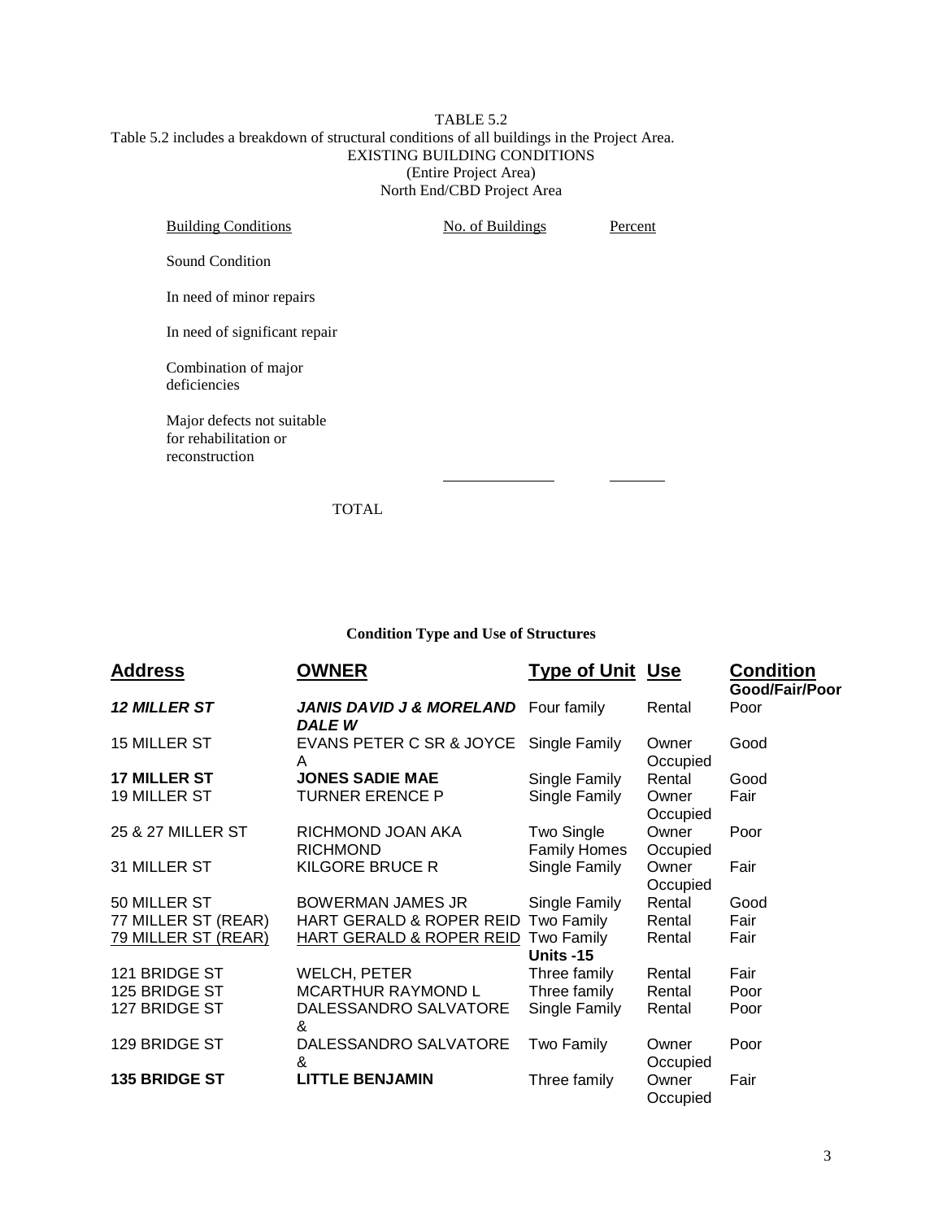TABLE 5.2

Table 5.2 includes a breakdown of structural conditions of all buildings in the Project Area.

EXISTING BUILDING CONDITIONS
(Entire Project Area)
North End/CBD Project Area

| Building Conditions | No. of Buildings | Percent |
|---|---|---|
| Sound Condition | | |
| In need of minor repairs | | |
| In need of significant repair | | |
| Combination of major deficiencies | | |
| Major defects not suitable for rehabilitation or reconstruction | | |
| TOTAL | | |

**Condition Type and Use of Structures**

| Address | OWNER | Type of Unit | Use | Condition Good/Fair/Poor |
|---|---|---|---|---|
| ***12 MILLER ST*** | ***JANIS DAVID J & MORELAND DALE W*** | Four family | Rental | Poor |
| 15 MILLER ST | EVANS PETER C SR & JOYCE A | Single Family | Owner Occupied | Good |
| **17 MILLER ST** | **JONES SADIE MAE** | Single Family | Rental | Good |
| 19 MILLER ST | TURNER ERENCE P | Single Family | Owner Occupied | Fair |
| 25 & 27 MILLER ST | RICHMOND JOAN AKA RICHMOND | Two Single Family Homes | Owner Occupied | Poor |
| 31 MILLER ST | KILGORE BRUCE R | Single Family | Owner Occupied | Fair |
| 50 MILLER ST | BOWERMAN JAMES JR | Single Family | Rental | Good |
| 77 MILLER ST (REAR) | HART GERALD & ROPER REID | Two Family | Rental | Fair |
| 79 MILLER ST (REAR) | HART GERALD & ROPER REID | Two Family | Rental | Fair |
| | | **Units -15** | | |
| 121 BRIDGE ST | WELCH, PETER | Three family | Rental | Fair |
| 125 BRIDGE ST | MCARTHUR RAYMOND L | Three family | Rental | Poor |
| 127 BRIDGE ST | DALESSANDRO SALVATORE & | Single Family | Rental | Poor |
| 129 BRIDGE ST | DALESSANDRO SALVATORE & | Two Family | Owner Occupied | Poor |
| **135 BRIDGE ST** | **LITTLE BENJAMIN** | Three family | Owner Occupied | Fair |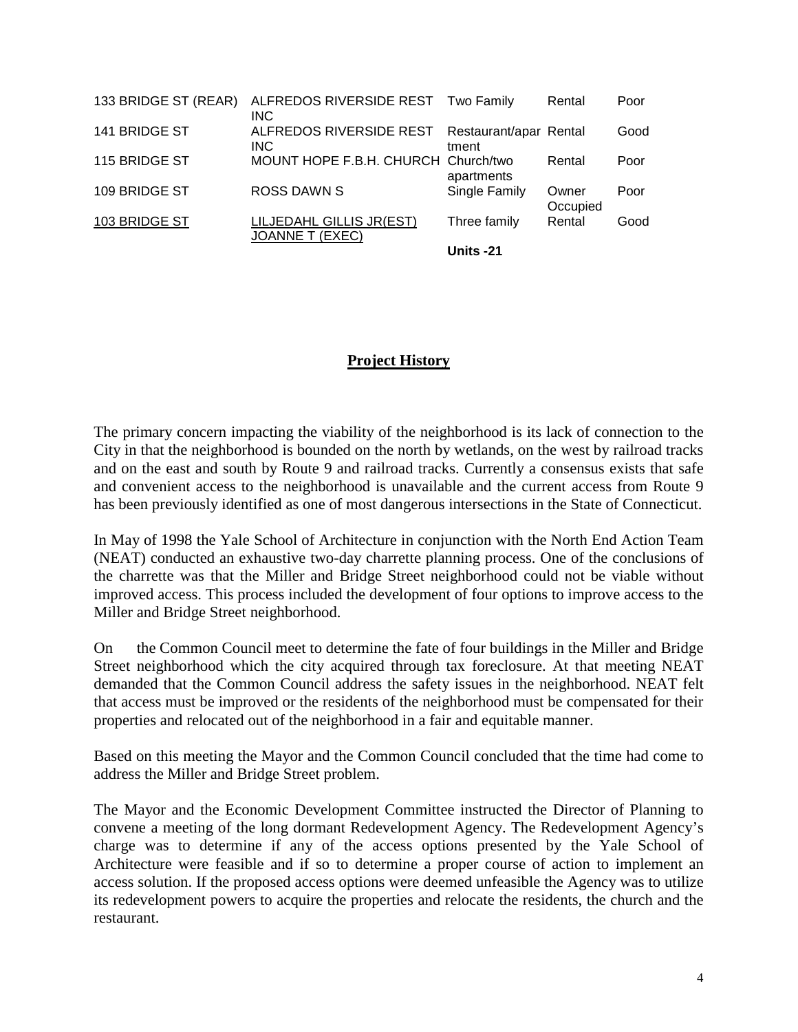| | | | | |
|---|---|---|---|---|
| 133 BRIDGE ST (REAR) | ALFREDOS RIVERSIDE REST INC | Two Family | Rental | Poor |
| 141 BRIDGE ST | ALFREDOS RIVERSIDE REST INC | Restaurant/apartment | Rental | Good |
| 115 BRIDGE ST | MOUNT HOPE F.B.H. CHURCH | Church/two apartments | Rental | Poor |
| 109 BRIDGE ST | ROSS DAWN S | Single Family | Owner Occupied | Poor |
| 103 BRIDGE ST | LILJEDAHL GILLIS JR(EST) JOANNE T (EXEC) | Three family | Rental | Good |
| | | **Units -21** | | |

## Project History

The primary concern impacting the viability of the neighborhood is its lack of connection to the City in that the neighborhood is bounded on the north by wetlands, on the west by railroad tracks and on the east and south by Route 9 and railroad tracks. Currently a consensus exists that safe and convenient access to the neighborhood is unavailable and the current access from Route 9 has been previously identified as one of most dangerous intersections in the State of Connecticut.

In May of 1998 the Yale School of Architecture in conjunction with the North End Action Team (NEAT) conducted an exhaustive two-day charrette planning process. One of the conclusions of the charrette was that the Miller and Bridge Street neighborhood could not be viable without improved access. This process included the development of four options to improve access to the Miller and Bridge Street neighborhood.

On the Common Council meet to determine the fate of four buildings in the Miller and Bridge Street neighborhood which the city acquired through tax foreclosure. At that meeting NEAT demanded that the Common Council address the safety issues in the neighborhood. NEAT felt that access must be improved or the residents of the neighborhood must be compensated for their properties and relocated out of the neighborhood in a fair and equitable manner.

Based on this meeting the Mayor and the Common Council concluded that the time had come to address the Miller and Bridge Street problem.

The Mayor and the Economic Development Committee instructed the Director of Planning to convene a meeting of the long dormant Redevelopment Agency. The Redevelopment Agency's charge was to determine if any of the access options presented by the Yale School of Architecture were feasible and if so to determine a proper course of action to implement an access solution. If the proposed access options were deemed unfeasible the Agency was to utilize its redevelopment powers to acquire the properties and relocate the residents, the church and the restaurant.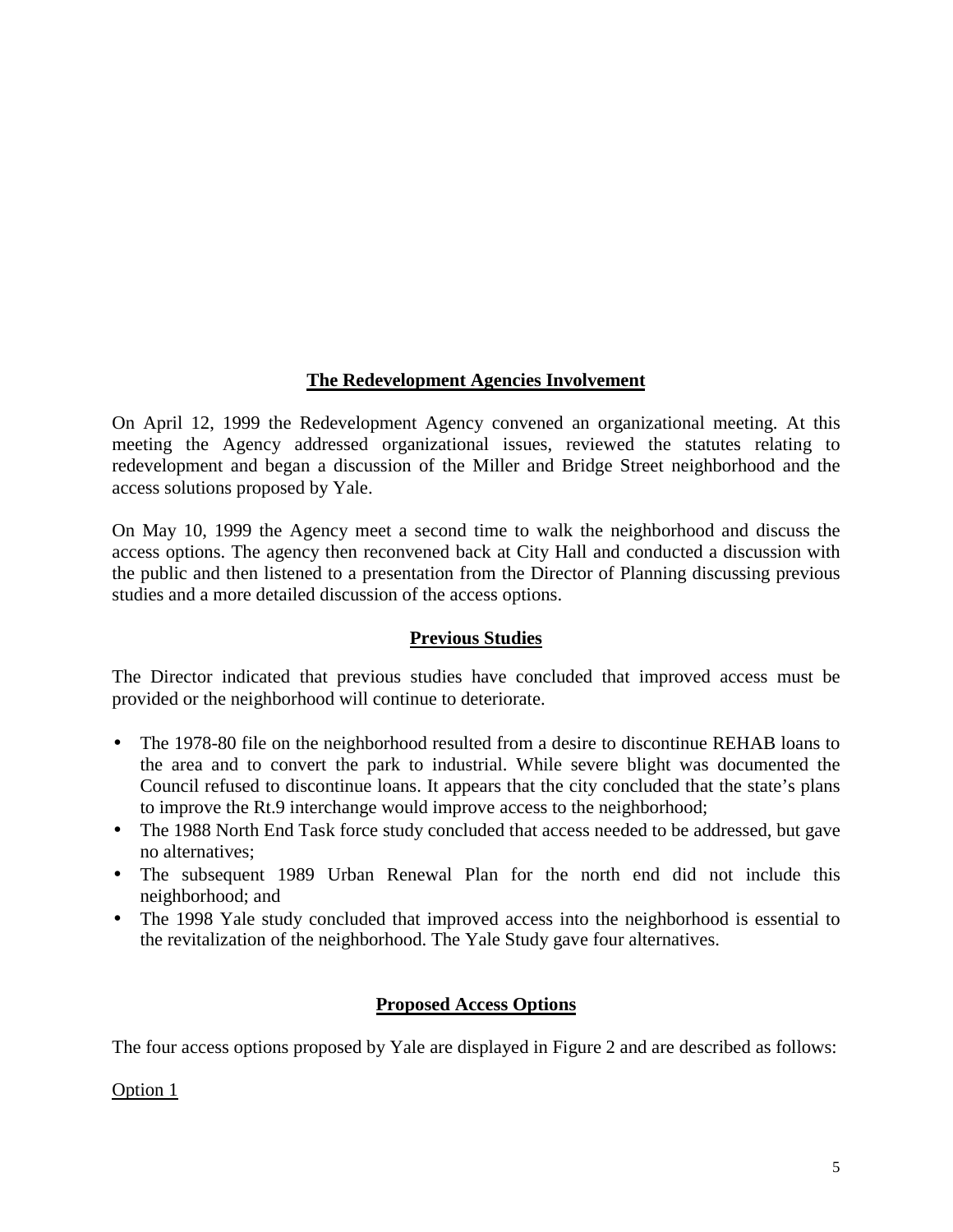## The Redevelopment Agencies Involvement

On April 12, 1999 the Redevelopment Agency convened an organizational meeting. At this meeting the Agency addressed organizational issues, reviewed the statutes relating to redevelopment and began a discussion of the Miller and Bridge Street neighborhood and the access solutions proposed by Yale.

On May 10, 1999 the Agency meet a second time to walk the neighborhood and discuss the access options. The agency then reconvened back at City Hall and conducted a discussion with the public and then listened to a presentation from the Director of Planning discussing previous studies and a more detailed discussion of the access options.

## Previous Studies

The Director indicated that previous studies have concluded that improved access must be provided or the neighborhood will continue to deteriorate.

- The 1978-80 file on the neighborhood resulted from a desire to discontinue REHAB loans to the area and to convert the park to industrial. While severe blight was documented the Council refused to discontinue loans. It appears that the city concluded that the state's plans to improve the Rt.9 interchange would improve access to the neighborhood;
- The 1988 North End Task force study concluded that access needed to be addressed, but gave no alternatives;
- The subsequent 1989 Urban Renewal Plan for the north end did not include this neighborhood; and
- The 1998 Yale study concluded that improved access into the neighborhood is essential to the revitalization of the neighborhood. The Yale Study gave four alternatives.

## Proposed Access Options

The four access options proposed by Yale are displayed in Figure 2 and are described as follows:

Option 1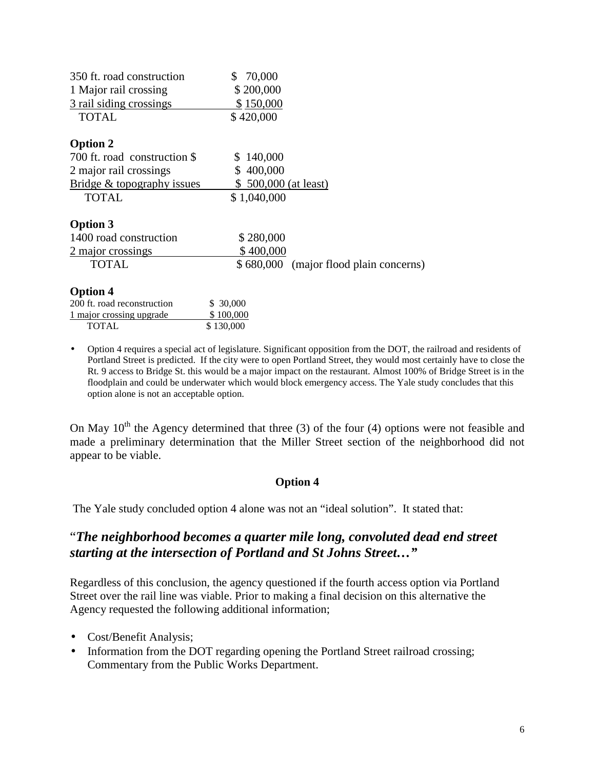| | |
|---|---|
| 350 ft. road construction | $ 70,000 |
| 1 Major rail crossing | $ 200,000 |
| 3 rail siding crossings | $ 150,000 |
| TOTAL | $ 420,000 |

**Option 2**

| | |
|---|---|
| 700 ft. road construction $ | $ 140,000 |
| 2 major rail crossings | $ 400,000 |
| Bridge & topography issues | $ 500,000 (at least) |
| TOTAL | $ 1,040,000 |

**Option 3**

| | | |
|---|---|---|
| 1400 road construction | $ 280,000 | |
| 2 major crossings | $ 400,000 | |
| TOTAL | $ 680,000 | (major flood plain concerns) |

**Option 4**

| | |
|---|---|
| 200 ft. road reconstruction | $ 30,000 |
| 1 major crossing upgrade | $ 100,000 |
| TOTAL | $ 130,000 |

- Option 4 requires a special act of legislature. Significant opposition from the DOT, the railroad and residents of Portland Street is predicted. If the city were to open Portland Street, they would most certainly have to close the Rt. 9 access to Bridge St. this would be a major impact on the restaurant. Almost 100% of Bridge Street is in the floodplain and could be underwater which would block emergency access. The Yale study concludes that this option alone is not an acceptable option.

On May 10th the Agency determined that three (3) of the four (4) options were not feasible and made a preliminary determination that the Miller Street section of the neighborhood did not appear to be viable.

**Option 4**

The Yale study concluded option 4 alone was not an "ideal solution". It stated that:

### "*The neighborhood becomes a quarter mile long, convoluted dead end street starting at the intersection of Portland and St Johns Street…*"

Regardless of this conclusion, the agency questioned if the fourth access option via Portland Street over the rail line was viable. Prior to making a final decision on this alternative the Agency requested the following additional information;

- Cost/Benefit Analysis;
- Information from the DOT regarding opening the Portland Street railroad crossing; Commentary from the Public Works Department.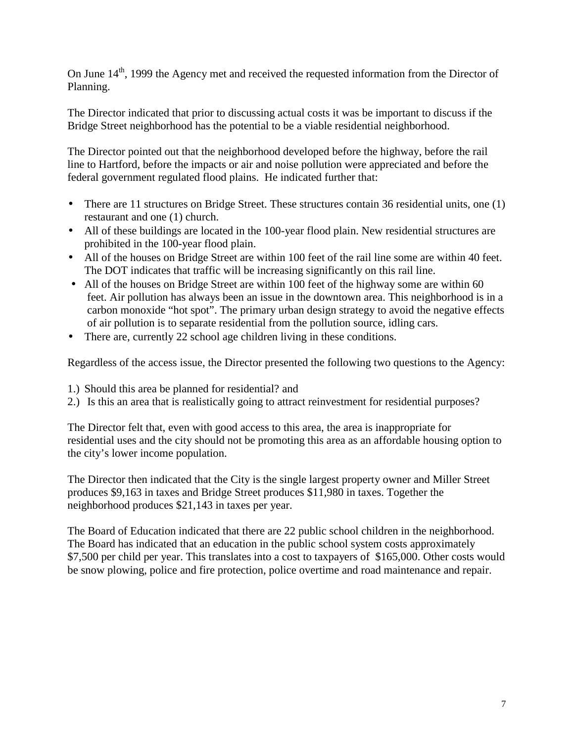On June 14th, 1999 the Agency met and received the requested information from the Director of Planning.

The Director indicated that prior to discussing actual costs it was be important to discuss if the Bridge Street neighborhood has the potential to be a viable residential neighborhood.

The Director pointed out that the neighborhood developed before the highway, before the rail line to Hartford, before the impacts or air and noise pollution were appreciated and before the federal government regulated flood plains. He indicated further that:

- There are 11 structures on Bridge Street. These structures contain 36 residential units, one (1) restaurant and one (1) church.
- All of these buildings are located in the 100-year flood plain. New residential structures are prohibited in the 100-year flood plain.
- All of the houses on Bridge Street are within 100 feet of the rail line some are within 40 feet. The DOT indicates that traffic will be increasing significantly on this rail line.
- All of the houses on Bridge Street are within 100 feet of the highway some are within 60 feet. Air pollution has always been an issue in the downtown area. This neighborhood is in a carbon monoxide "hot spot". The primary urban design strategy to avoid the negative effects of air pollution is to separate residential from the pollution source, idling cars.
- There are, currently 22 school age children living in these conditions.

Regardless of the access issue, the Director presented the following two questions to the Agency:

1.) Should this area be planned for residential? and
2.) Is this an area that is realistically going to attract reinvestment for residential purposes?

The Director felt that, even with good access to this area, the area is inappropriate for residential uses and the city should not be promoting this area as an affordable housing option to the city's lower income population.

The Director then indicated that the City is the single largest property owner and Miller Street produces $9,163 in taxes and Bridge Street produces $11,980 in taxes. Together the neighborhood produces $21,143 in taxes per year.

The Board of Education indicated that there are 22 public school children in the neighborhood. The Board has indicated that an education in the public school system costs approximately $7,500 per child per year. This translates into a cost to taxpayers of $165,000. Other costs would be snow plowing, police and fire protection, police overtime and road maintenance and repair.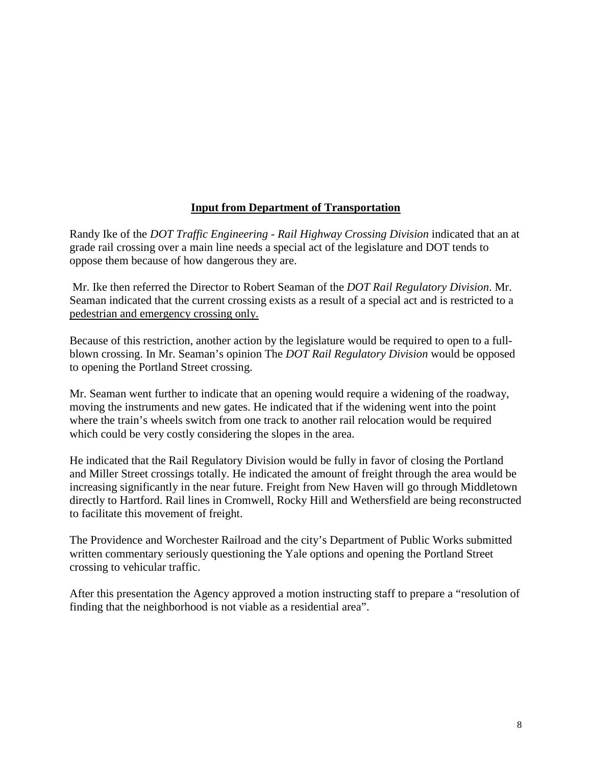## Input from Department of Transportation

Randy Ike of the *DOT Traffic Engineering - Rail Highway Crossing Division* indicated that an at grade rail crossing over a main line needs a special act of the legislature and DOT tends to oppose them because of how dangerous they are.

Mr. Ike then referred the Director to Robert Seaman of the *DOT Rail Regulatory Division*. Mr. Seaman indicated that the current crossing exists as a result of a special act and is restricted to a <u>pedestrian and emergency crossing only.</u>

Because of this restriction, another action by the legislature would be required to open to a full-blown crossing. In Mr. Seaman's opinion The *DOT Rail Regulatory Division* would be opposed to opening the Portland Street crossing.

Mr. Seaman went further to indicate that an opening would require a widening of the roadway, moving the instruments and new gates. He indicated that if the widening went into the point where the train's wheels switch from one track to another rail relocation would be required which could be very costly considering the slopes in the area.

He indicated that the Rail Regulatory Division would be fully in favor of closing the Portland and Miller Street crossings totally. He indicated the amount of freight through the area would be increasing significantly in the near future. Freight from New Haven will go through Middletown directly to Hartford. Rail lines in Cromwell, Rocky Hill and Wethersfield are being reconstructed to facilitate this movement of freight.

The Providence and Worchester Railroad and the city's Department of Public Works submitted written commentary seriously questioning the Yale options and opening the Portland Street crossing to vehicular traffic.

After this presentation the Agency approved a motion instructing staff to prepare a "resolution of finding that the neighborhood is not viable as a residential area".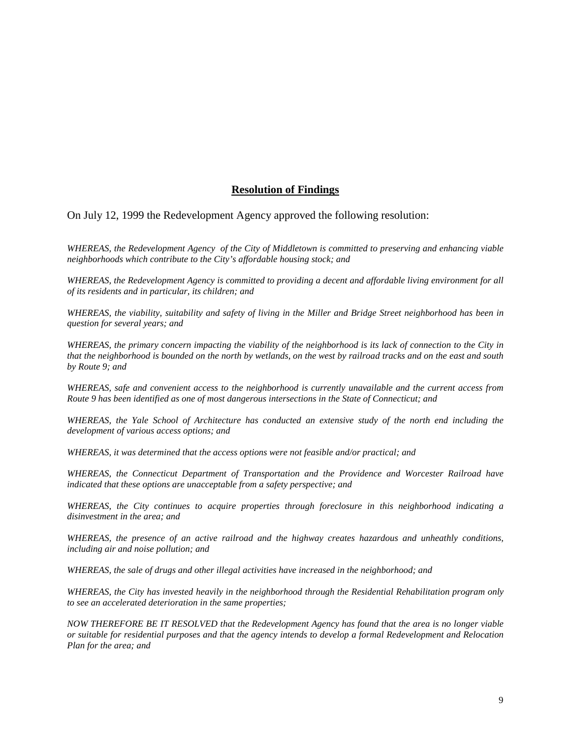## Resolution of Findings

On July 12, 1999 the Redevelopment Agency approved the following resolution:

*WHEREAS, the Redevelopment Agency of the City of Middletown is committed to preserving and enhancing viable neighborhoods which contribute to the City's affordable housing stock; and*

*WHEREAS, the Redevelopment Agency is committed to providing a decent and affordable living environment for all of its residents and in particular, its children; and*

*WHEREAS, the viability, suitability and safety of living in the Miller and Bridge Street neighborhood has been in question for several years; and*

*WHEREAS, the primary concern impacting the viability of the neighborhood is its lack of connection to the City in that the neighborhood is bounded on the north by wetlands, on the west by railroad tracks and on the east and south by Route 9; and*

*WHEREAS, safe and convenient access to the neighborhood is currently unavailable and the current access from Route 9 has been identified as one of most dangerous intersections in the State of Connecticut; and*

*WHEREAS, the Yale School of Architecture has conducted an extensive study of the north end including the development of various access options; and*

*WHEREAS, it was determined that the access options were not feasible and/or practical; and*

*WHEREAS, the Connecticut Department of Transportation and the Providence and Worcester Railroad have indicated that these options are unacceptable from a safety perspective; and*

*WHEREAS, the City continues to acquire properties through foreclosure in this neighborhood indicating a disinvestment in the area; and*

*WHEREAS, the presence of an active railroad and the highway creates hazardous and unheathly conditions, including air and noise pollution; and*

*WHEREAS, the sale of drugs and other illegal activities have increased in the neighborhood; and*

*WHEREAS, the City has invested heavily in the neighborhood through the Residential Rehabilitation program only to see an accelerated deterioration in the same properties;*

*NOW THEREFORE BE IT RESOLVED that the Redevelopment Agency has found that the area is no longer viable or suitable for residential purposes and that the agency intends to develop a formal Redevelopment and Relocation Plan for the area; and*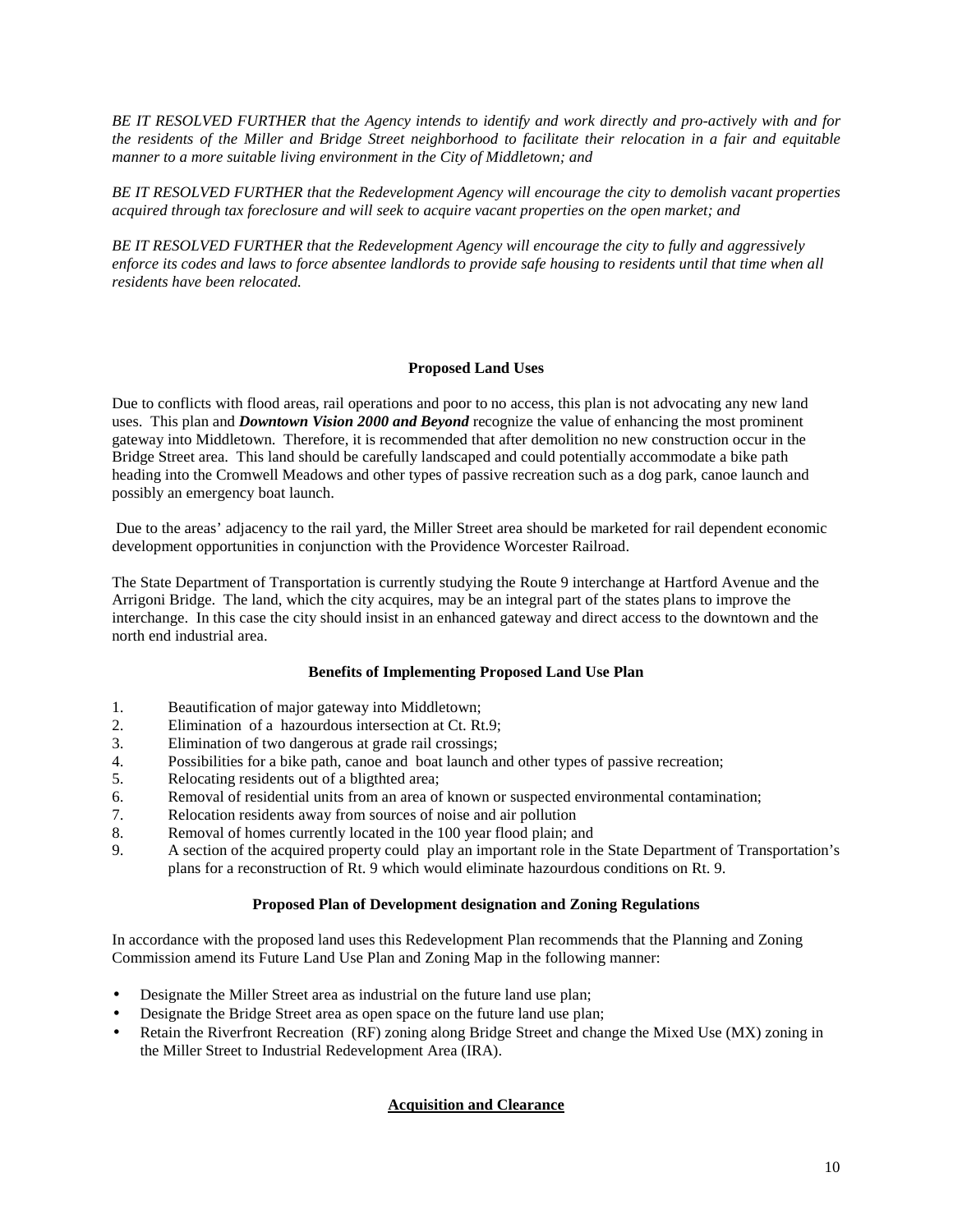*BE IT RESOLVED FURTHER that the Agency intends to identify and work directly and pro-actively with and for the residents of the Miller and Bridge Street neighborhood to facilitate their relocation in a fair and equitable manner to a more suitable living environment in the City of Middletown; and*

*BE IT RESOLVED FURTHER that the Redevelopment Agency will encourage the city to demolish vacant properties acquired through tax foreclosure and will seek to acquire vacant properties on the open market; and*

*BE IT RESOLVED FURTHER that the Redevelopment Agency will encourage the city to fully and aggressively enforce its codes and laws to force absentee landlords to provide safe housing to residents until that time when all residents have been relocated.*

**Proposed Land Uses**

Due to conflicts with flood areas, rail operations and poor to no access, this plan is not advocating any new land uses. This plan and ***Downtown Vision 2000 and Beyond*** recognize the value of enhancing the most prominent gateway into Middletown. Therefore, it is recommended that after demolition no new construction occur in the Bridge Street area. This land should be carefully landscaped and could potentially accommodate a bike path heading into the Cromwell Meadows and other types of passive recreation such as a dog park, canoe launch and possibly an emergency boat launch.

Due to the areas' adjacency to the rail yard, the Miller Street area should be marketed for rail dependent economic development opportunities in conjunction with the Providence Worcester Railroad.

The State Department of Transportation is currently studying the Route 9 interchange at Hartford Avenue and the Arrigoni Bridge. The land, which the city acquires, may be an integral part of the states plans to improve the interchange. In this case the city should insist in an enhanced gateway and direct access to the downtown and the north end industrial area.

**Benefits of Implementing Proposed Land Use Plan**

1. Beautification of major gateway into Middletown;
2. Elimination of a hazourdous intersection at Ct. Rt.9;
3. Elimination of two dangerous at grade rail crossings;
4. Possibilities for a bike path, canoe and boat launch and other types of passive recreation;
5. Relocating residents out of a bligthted area;
6. Removal of residential units from an area of known or suspected environmental contamination;
7. Relocation residents away from sources of noise and air pollution
8. Removal of homes currently located in the 100 year flood plain; and
9. A section of the acquired property could play an important role in the State Department of Transportation's plans for a reconstruction of Rt. 9 which would eliminate hazourdous conditions on Rt. 9.

**Proposed Plan of Development designation and Zoning Regulations**

In accordance with the proposed land uses this Redevelopment Plan recommends that the Planning and Zoning Commission amend its Future Land Use Plan and Zoning Map in the following manner:

- Designate the Miller Street area as industrial on the future land use plan;
- Designate the Bridge Street area as open space on the future land use plan;
- Retain the Riverfront Recreation (RF) zoning along Bridge Street and change the Mixed Use (MX) zoning in the Miller Street to Industrial Redevelopment Area (IRA).

**Acquisition and Clearance**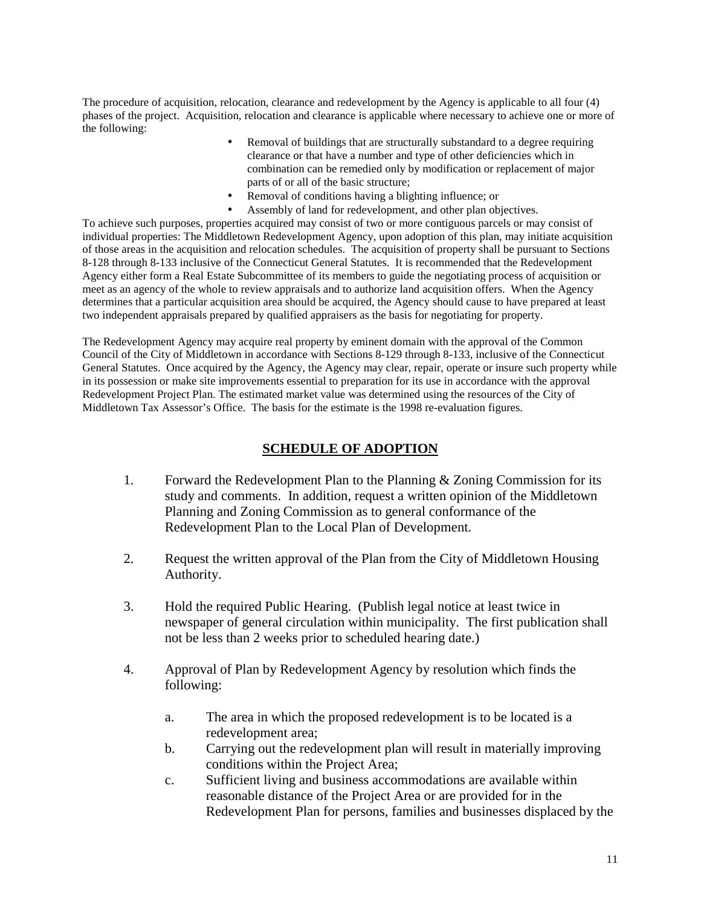The procedure of acquisition, relocation, clearance and redevelopment by the Agency is applicable to all four (4) phases of the project. Acquisition, relocation and clearance is applicable where necessary to achieve one or more of the following:

- Removal of buildings that are structurally substandard to a degree requiring clearance or that have a number and type of other deficiencies which in combination can be remedied only by modification or replacement of major parts of or all of the basic structure;
- Removal of conditions having a blighting influence; or
- Assembly of land for redevelopment, and other plan objectives.

To achieve such purposes, properties acquired may consist of two or more contiguous parcels or may consist of individual properties: The Middletown Redevelopment Agency, upon adoption of this plan, may initiate acquisition of those areas in the acquisition and relocation schedules. The acquisition of property shall be pursuant to Sections 8-128 through 8-133 inclusive of the Connecticut General Statutes. It is recommended that the Redevelopment Agency either form a Real Estate Subcommittee of its members to guide the negotiating process of acquisition or meet as an agency of the whole to review appraisals and to authorize land acquisition offers. When the Agency determines that a particular acquisition area should be acquired, the Agency should cause to have prepared at least two independent appraisals prepared by qualified appraisers as the basis for negotiating for property.

The Redevelopment Agency may acquire real property by eminent domain with the approval of the Common Council of the City of Middletown in accordance with Sections 8-129 through 8-133, inclusive of the Connecticut General Statutes. Once acquired by the Agency, the Agency may clear, repair, operate or insure such property while in its possession or make site improvements essential to preparation for its use in accordance with the approval Redevelopment Project Plan. The estimated market value was determined using the resources of the City of Middletown Tax Assessor's Office. The basis for the estimate is the 1998 re-evaluation figures.

## SCHEDULE OF ADOPTION

1. Forward the Redevelopment Plan to the Planning & Zoning Commission for its study and comments. In addition, request a written opinion of the Middletown Planning and Zoning Commission as to general conformance of the Redevelopment Plan to the Local Plan of Development.

2. Request the written approval of the Plan from the City of Middletown Housing Authority.

3. Hold the required Public Hearing. (Publish legal notice at least twice in newspaper of general circulation within municipality. The first publication shall not be less than 2 weeks prior to scheduled hearing date.)

4. Approval of Plan by Redevelopment Agency by resolution which finds the following:

    a. The area in which the proposed redevelopment is to be located is a redevelopment area;
    b. Carrying out the redevelopment plan will result in materially improving conditions within the Project Area;
    c. Sufficient living and business accommodations are available within reasonable distance of the Project Area or are provided for in the Redevelopment Plan for persons, families and businesses displaced by the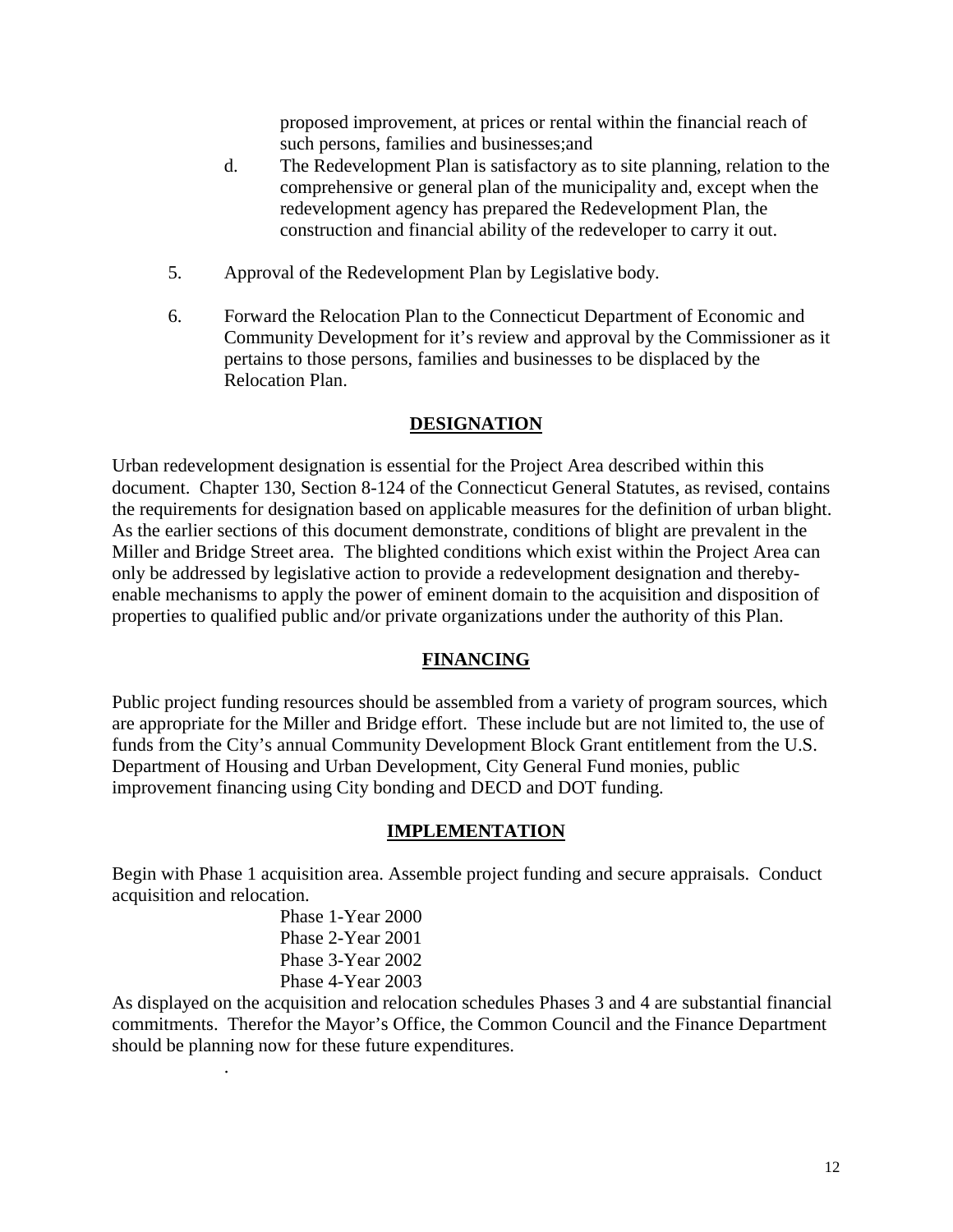proposed improvement, at prices or rental within the financial reach of such persons, families and businesses;and

d. The Redevelopment Plan is satisfactory as to site planning, relation to the comprehensive or general plan of the municipality and, except when the redevelopment agency has prepared the Redevelopment Plan, the construction and financial ability of the redeveloper to carry it out.

5. Approval of the Redevelopment Plan by Legislative body.

6. Forward the Relocation Plan to the Connecticut Department of Economic and Community Development for it's review and approval by the Commissioner as it pertains to those persons, families and businesses to be displaced by the Relocation Plan.

## DESIGNATION

Urban redevelopment designation is essential for the Project Area described within this document. Chapter 130, Section 8-124 of the Connecticut General Statutes, as revised, contains the requirements for designation based on applicable measures for the definition of urban blight. As the earlier sections of this document demonstrate, conditions of blight are prevalent in the Miller and Bridge Street area. The blighted conditions which exist within the Project Area can only be addressed by legislative action to provide a redevelopment designation and thereby-enable mechanisms to apply the power of eminent domain to the acquisition and disposition of properties to qualified public and/or private organizations under the authority of this Plan.

## FINANCING

Public project funding resources should be assembled from a variety of program sources, which are appropriate for the Miller and Bridge effort. These include but are not limited to, the use of funds from the City's annual Community Development Block Grant entitlement from the U.S. Department of Housing and Urban Development, City General Fund monies, public improvement financing using City bonding and DECD and DOT funding.

## IMPLEMENTATION

Begin with Phase 1 acquisition area. Assemble project funding and secure appraisals. Conduct acquisition and relocation.

Phase 1-Year 2000
Phase 2-Year 2001
Phase 3-Year 2002
Phase 4-Year 2003

As displayed on the acquisition and relocation schedules Phases 3 and 4 are substantial financial commitments. Therefor the Mayor's Office, the Common Council and the Finance Department should be planning now for these future expenditures.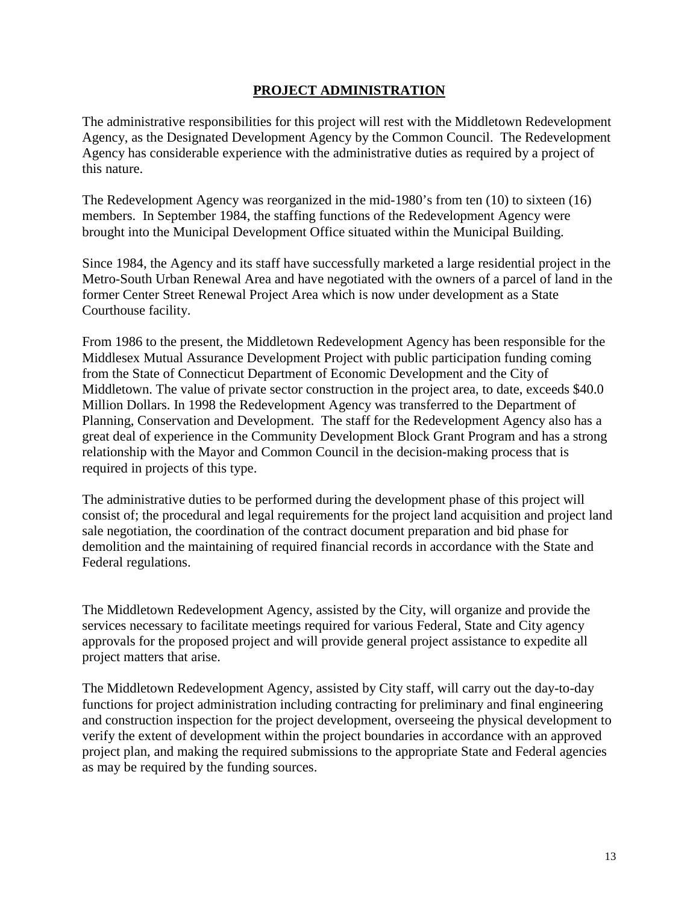## PROJECT ADMINISTRATION

The administrative responsibilities for this project will rest with the Middletown Redevelopment Agency, as the Designated Development Agency by the Common Council. The Redevelopment Agency has considerable experience with the administrative duties as required by a project of this nature.

The Redevelopment Agency was reorganized in the mid-1980's from ten (10) to sixteen (16) members. In September 1984, the staffing functions of the Redevelopment Agency were brought into the Municipal Development Office situated within the Municipal Building.

Since 1984, the Agency and its staff have successfully marketed a large residential project in the Metro-South Urban Renewal Area and have negotiated with the owners of a parcel of land in the former Center Street Renewal Project Area which is now under development as a State Courthouse facility.

From 1986 to the present, the Middletown Redevelopment Agency has been responsible for the Middlesex Mutual Assurance Development Project with public participation funding coming from the State of Connecticut Department of Economic Development and the City of Middletown. The value of private sector construction in the project area, to date, exceeds $40.0 Million Dollars. In 1998 the Redevelopment Agency was transferred to the Department of Planning, Conservation and Development. The staff for the Redevelopment Agency also has a great deal of experience in the Community Development Block Grant Program and has a strong relationship with the Mayor and Common Council in the decision-making process that is required in projects of this type.

The administrative duties to be performed during the development phase of this project will consist of; the procedural and legal requirements for the project land acquisition and project land sale negotiation, the coordination of the contract document preparation and bid phase for demolition and the maintaining of required financial records in accordance with the State and Federal regulations.

The Middletown Redevelopment Agency, assisted by the City, will organize and provide the services necessary to facilitate meetings required for various Federal, State and City agency approvals for the proposed project and will provide general project assistance to expedite all project matters that arise.

The Middletown Redevelopment Agency, assisted by City staff, will carry out the day-to-day functions for project administration including contracting for preliminary and final engineering and construction inspection for the project development, overseeing the physical development to verify the extent of development within the project boundaries in accordance with an approved project plan, and making the required submissions to the appropriate State and Federal agencies as may be required by the funding sources.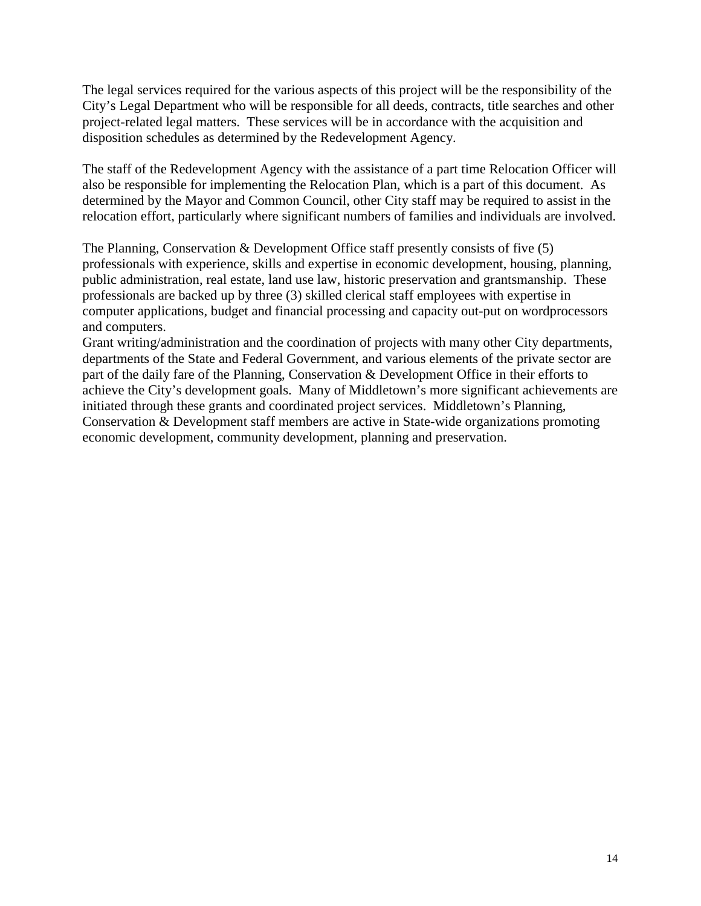The legal services required for the various aspects of this project will be the responsibility of the City's Legal Department who will be responsible for all deeds, contracts, title searches and other project-related legal matters. These services will be in accordance with the acquisition and disposition schedules as determined by the Redevelopment Agency.

The staff of the Redevelopment Agency with the assistance of a part time Relocation Officer will also be responsible for implementing the Relocation Plan, which is a part of this document. As determined by the Mayor and Common Council, other City staff may be required to assist in the relocation effort, particularly where significant numbers of families and individuals are involved.

The Planning, Conservation & Development Office staff presently consists of five (5) professionals with experience, skills and expertise in economic development, housing, planning, public administration, real estate, land use law, historic preservation and grantsmanship. These professionals are backed up by three (3) skilled clerical staff employees with expertise in computer applications, budget and financial processing and capacity out-put on wordprocessors and computers.
Grant writing/administration and the coordination of projects with many other City departments, departments of the State and Federal Government, and various elements of the private sector are part of the daily fare of the Planning, Conservation & Development Office in their efforts to achieve the City's development goals. Many of Middletown's more significant achievements are initiated through these grants and coordinated project services. Middletown's Planning, Conservation & Development staff members are active in State-wide organizations promoting economic development, community development, planning and preservation.